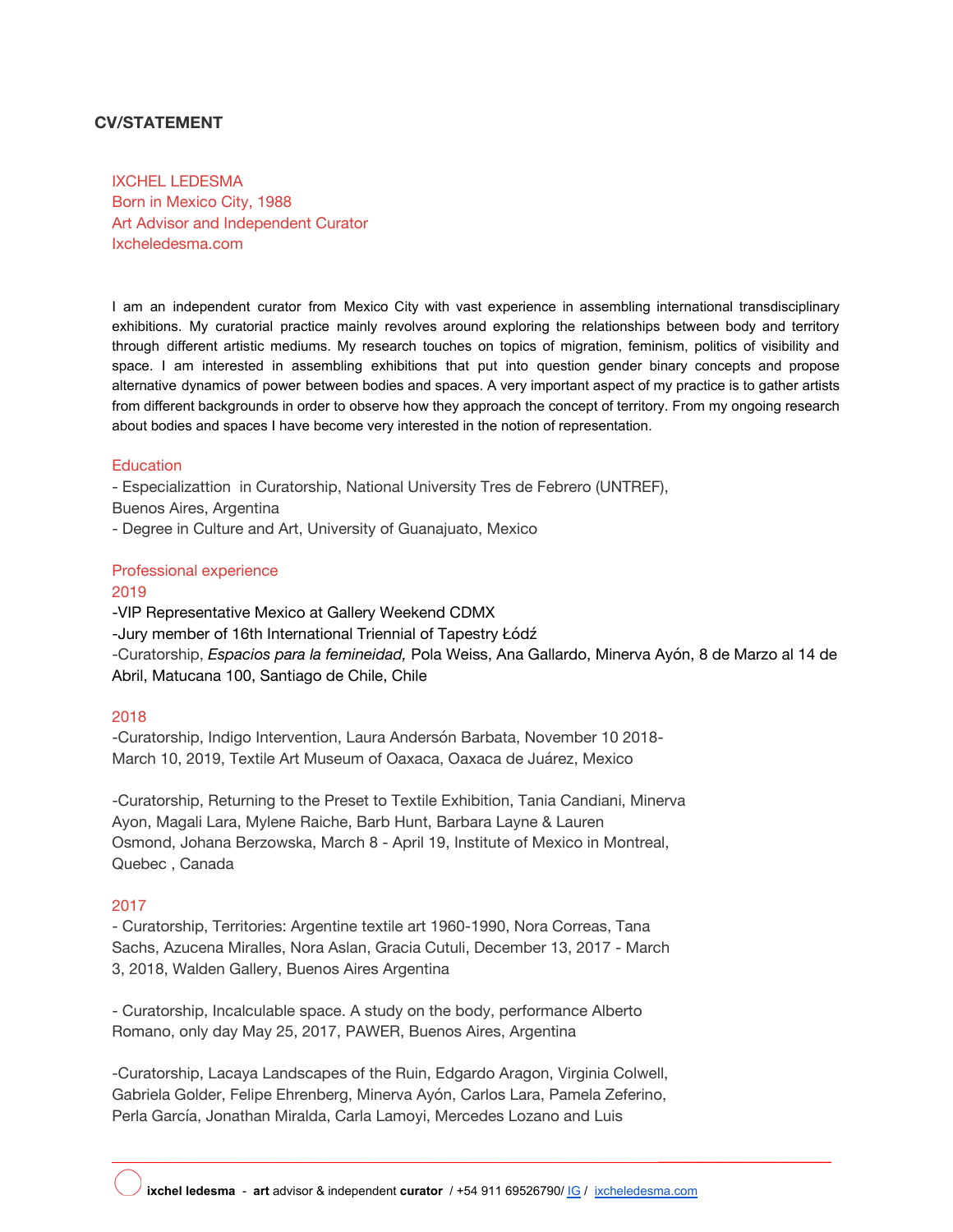## CV/STATEMENT

IXCHEL LEDESMA
Born in Mexico City, 1988
Art Advisor and Independent Curator
Ixcheledesma.com

I am an independent curator from Mexico City with vast experience in assembling international transdisciplinary exhibitions. My curatorial practice mainly revolves around exploring the relationships between body and territory through different artistic mediums. My research touches on topics of migration, feminism, politics of visibility and space. I am interested in assembling exhibitions that put into question gender binary concepts and propose alternative dynamics of power between bodies and spaces. A very important aspect of my practice is to gather artists from different backgrounds in order to observe how they approach the concept of territory. From my ongoing research about bodies and spaces I have become very interested in the notion of representation.

### Education

- Especializattion in Curatorship, National University Tres de Febrero (UNTREF), Buenos Aires, Argentina
- Degree in Culture and Art, University of Guanajuato, Mexico

### Professional experience

#### 2019

-VIP Representative Mexico at Gallery Weekend CDMX
-Jury member of 16th International Triennial of Tapestry Łódź
-Curatorship, *Espacios para la femineidad,* Pola Weiss, Ana Gallardo, Minerva Ayón, 8 de Marzo al 14 de Abril, Matucana 100, Santiago de Chile, Chile

#### 2018

-Curatorship, Indigo Intervention, Laura Andersón Barbata, November 10 2018- March 10, 2019, Textile Art Museum of Oaxaca, Oaxaca de Juárez, Mexico

-Curatorship, Returning to the Preset to Textile Exhibition, Tania Candiani, Minerva Ayon, Magali Lara, Mylene Raiche, Barb Hunt, Barbara Layne & Lauren Osmond, Johana Berzowska, March 8 - April 19, Institute of Mexico in Montreal, Quebec , Canada

#### 2017

- Curatorship, Territories: Argentine textile art 1960-1990, Nora Correas, Tana Sachs, Azucena Miralles, Nora Aslan, Gracia Cutuli, December 13, 2017 - March 3, 2018, Walden Gallery, Buenos Aires Argentina

- Curatorship, Incalculable space. A study on the body, performance Alberto Romano, only day May 25, 2017, PAWER, Buenos Aires, Argentina

-Curatorship, Lacaya Landscapes of the Ruin, Edgardo Aragon, Virginia Colwell, Gabriela Golder, Felipe Ehrenberg, Minerva Ayón, Carlos Lara, Pamela Zeferino, Perla García, Jonathan Miralda, Carla Lamoyi, Mercedes Lozano and Luis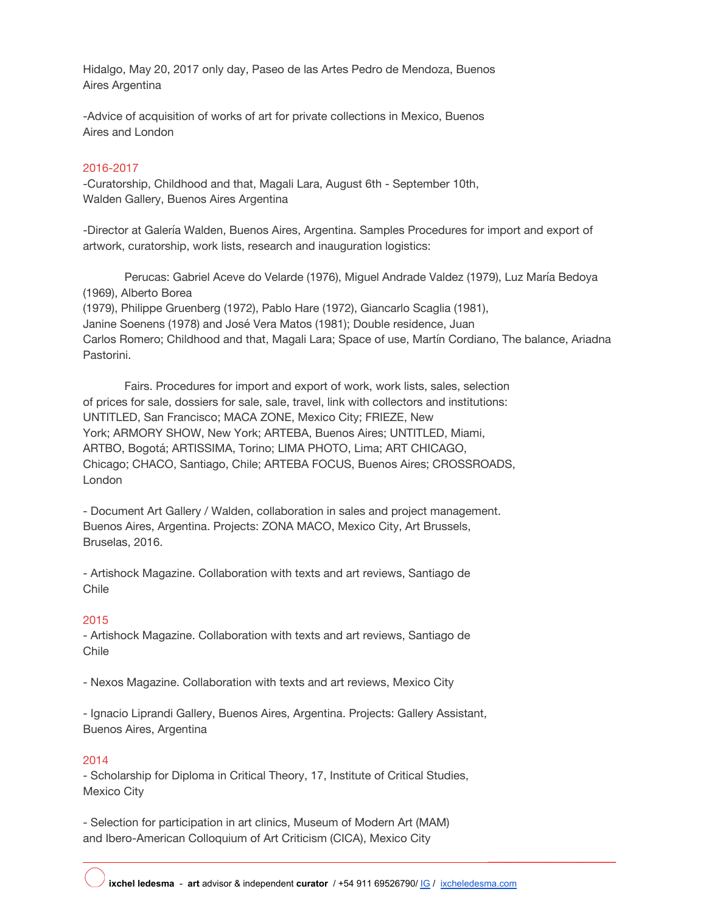Hidalgo, May 20, 2017 only day, Paseo de las Artes Pedro de Mendoza, Buenos Aires Argentina

-Advice of acquisition of works of art for private collections in Mexico, Buenos Aires and London

## 2016-2017

-Curatorship, Childhood and that, Magali Lara, August 6th - September 10th, Walden Gallery, Buenos Aires Argentina

-Director at Galería Walden, Buenos Aires, Argentina. Samples Procedures for import and export of artwork, curatorship, work lists, research and inauguration logistics:

Perucas: Gabriel Aceve do Velarde (1976), Miguel Andrade Valdez (1979), Luz María Bedoya (1969), Alberto Borea (1979), Philippe Gruenberg (1972), Pablo Hare (1972), Giancarlo Scaglia (1981), Janine Soenens (1978) and José Vera Matos (1981); Double residence, Juan Carlos Romero; Childhood and that, Magali Lara; Space of use, Martín Cordiano, The balance, Ariadna Pastorini.

Fairs. Procedures for import and export of work, work lists, sales, selection of prices for sale, dossiers for sale, sale, travel, link with collectors and institutions: UNTITLED, San Francisco; MACA ZONE, Mexico City; FRIEZE, New York; ARMORY SHOW, New York; ARTEBA, Buenos Aires; UNTITLED, Miami, ARTBO, Bogotá; ARTISSIMA, Torino; LIMA PHOTO, Lima; ART CHICAGO, Chicago; CHACO, Santiago, Chile; ARTEBA FOCUS, Buenos Aires; CROSSROADS, London

- Document Art Gallery / Walden, collaboration in sales and project management. Buenos Aires, Argentina. Projects: ZONA MACO, Mexico City, Art Brussels, Bruselas, 2016.

- Artishock Magazine. Collaboration with texts and art reviews, Santiago de Chile

## 2015

- Artishock Magazine. Collaboration with texts and art reviews, Santiago de Chile

- Nexos Magazine. Collaboration with texts and art reviews, Mexico City

- Ignacio Liprandi Gallery, Buenos Aires, Argentina. Projects: Gallery Assistant, Buenos Aires, Argentina

## 2014

- Scholarship for Diploma in Critical Theory, 17, Institute of Critical Studies, Mexico City

- Selection for participation in art clinics, Museum of Modern Art (MAM) and Ibero-American Colloquium of Art Criticism (CICA), Mexico City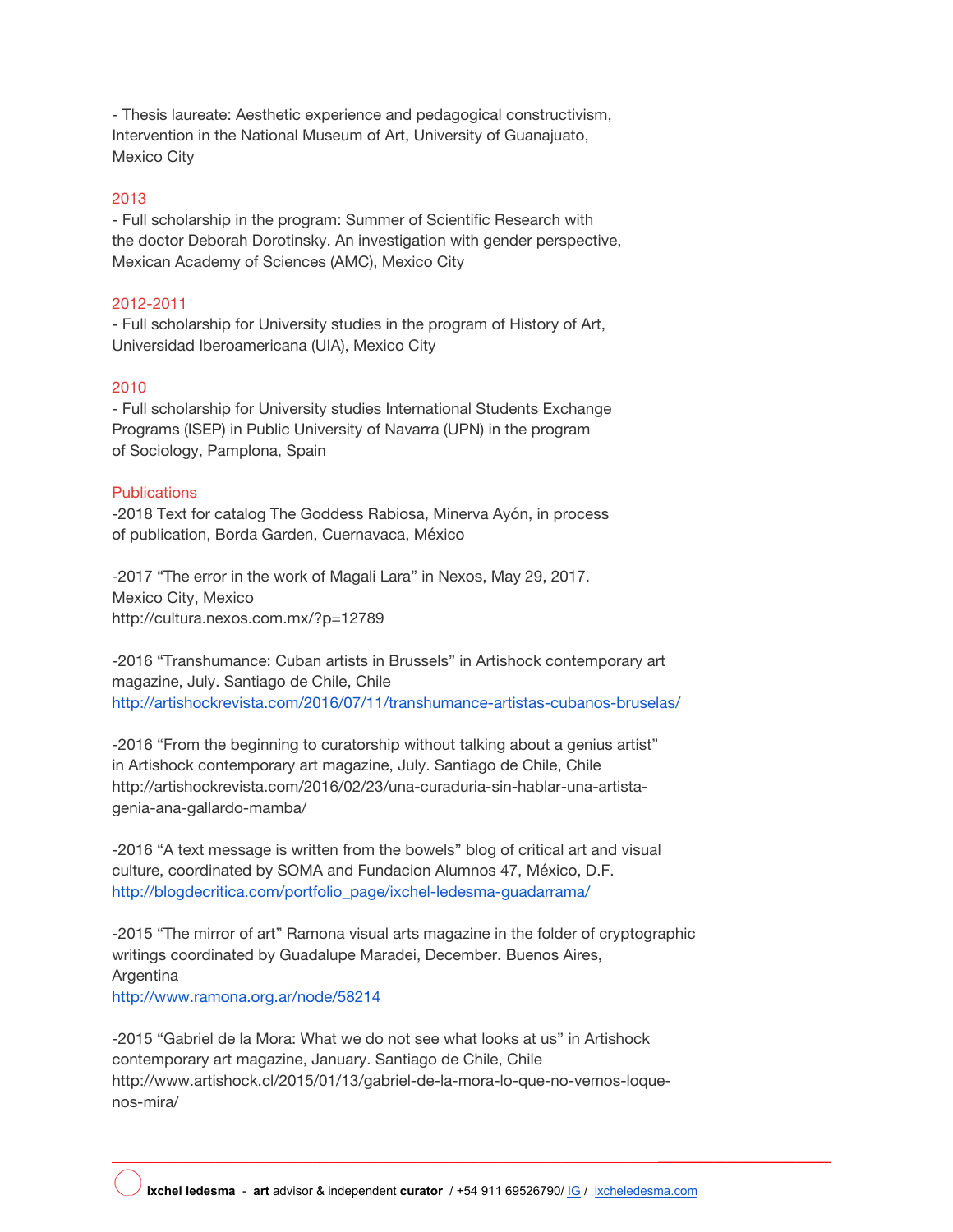- Thesis laureate: Aesthetic experience and pedagogical constructivism, Intervention in the National Museum of Art, University of Guanajuato, Mexico City

## 2013

- Full scholarship in the program: Summer of Scientific Research with the doctor Deborah Dorotinsky. An investigation with gender perspective, Mexican Academy of Sciences (AMC), Mexico City

## 2012-2011

- Full scholarship for University studies in the program of History of Art, Universidad Iberoamericana (UIA), Mexico City

## 2010

- Full scholarship for University studies International Students Exchange Programs (ISEP) in Public University of Navarra (UPN) in the program of Sociology, Pamplona, Spain

## Publications

-2018 Text for catalog The Goddess Rabiosa, Minerva Ayón, in process of publication, Borda Garden, Cuernavaca, México

-2017 “The error in the work of Magali Lara” in Nexos, May 29, 2017. Mexico City, Mexico
http://cultura.nexos.com.mx/?p=12789

-2016 “Transhumance: Cuban artists in Brussels” in Artishock contemporary art magazine, July. Santiago de Chile, Chile
http://artishockrevista.com/2016/07/11/transhumance-artistas-cubanos-bruselas/

-2016 “From the beginning to curatorship without talking about a genius artist” in Artishock contemporary art magazine, July. Santiago de Chile, Chile
http://artishockrevista.com/2016/02/23/una-curaduria-sin-hablar-una-artista-genia-ana-gallardo-mamba/

-2016 “A text message is written from the bowels” blog of critical art and visual culture, coordinated by SOMA and Fundacion Alumnos 47, México, D.F.
http://blogdecritica.com/portfolio_page/ixchel-ledesma-guadarrama/

-2015 “The mirror of art” Ramona visual arts magazine in the folder of cryptographic writings coordinated by Guadalupe Maradei, December. Buenos Aires, Argentina
http://www.ramona.org.ar/node/58214

-2015 “Gabriel de la Mora: What we do not see what looks at us” in Artishock contemporary art magazine, January. Santiago de Chile, Chile
http://www.artishock.cl/2015/01/13/gabriel-de-la-mora-lo-que-no-vemos-loque-nos-mira/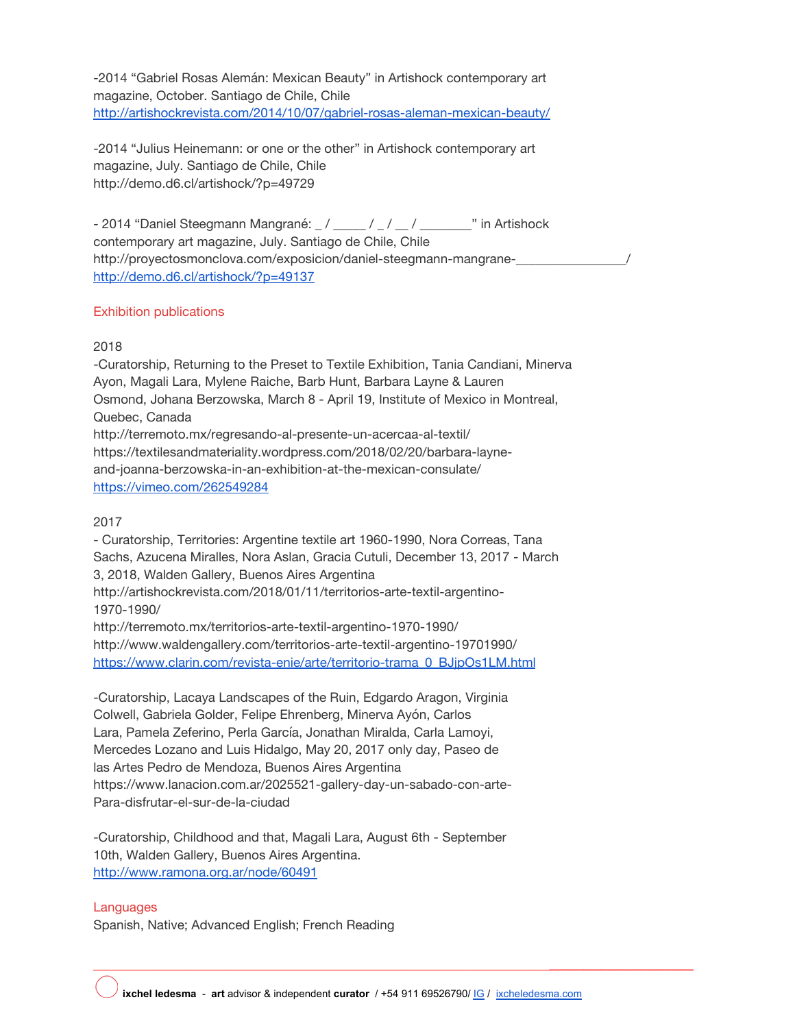-2014 “Gabriel Rosas Alemán: Mexican Beauty” in Artishock contemporary art magazine, October. Santiago de Chile, Chile
http://artishockrevista.com/2014/10/07/gabriel-rosas-aleman-mexican-beauty/

-2014 “Julius Heinemann: or one or the other” in Artishock contemporary art magazine, July. Santiago de Chile, Chile
http://demo.d6.cl/artishock/?p=49729

- 2014 “Daniel Steegmann Mangrané: _ / _____ / _ / __ / ________” in Artishock contemporary art magazine, July. Santiago de Chile, Chile
http://proyectosmonclova.com/exposicion/daniel-steegmann-mangrane-________________/
http://demo.d6.cl/artishock/?p=49137

## Exhibition publications

2018

-Curatorship, Returning to the Preset to Textile Exhibition, Tania Candiani, Minerva Ayon, Magali Lara, Mylene Raiche, Barb Hunt, Barbara Layne & Lauren Osmond, Johana Berzowska, March 8 - April 19, Institute of Mexico in Montreal, Quebec, Canada
http://terremoto.mx/regresando-al-presente-un-acercaa-al-textil/
https://textilesandmateriality.wordpress.com/2018/02/20/barbara-layne-and-joanna-berzowska-in-an-exhibition-at-the-mexican-consulate/
https://vimeo.com/262549284

2017

- Curatorship, Territories: Argentine textile art 1960-1990, Nora Correas, Tana Sachs, Azucena Miralles, Nora Aslan, Gracia Cutuli, December 13, 2017 - March 3, 2018, Walden Gallery, Buenos Aires Argentina
http://artishockrevista.com/2018/01/11/territorios-arte-textil-argentino-1970-1990/
http://terremoto.mx/territorios-arte-textil-argentino-1970-1990/
http://www.waldengallery.com/territorios-arte-textil-argentino-19701990/
https://www.clarin.com/revista-enie/arte/territorio-trama_0_BJjpOs1LM.html

-Curatorship, Lacaya Landscapes of the Ruin, Edgardo Aragon, Virginia Colwell, Gabriela Golder, Felipe Ehrenberg, Minerva Ayón, Carlos Lara, Pamela Zeferino, Perla García, Jonathan Miralda, Carla Lamoyi, Mercedes Lozano and Luis Hidalgo, May 20, 2017 only day, Paseo de las Artes Pedro de Mendoza, Buenos Aires Argentina
https://www.lanacion.com.ar/2025521-gallery-day-un-sabado-con-arte-Para-disfrutar-el-sur-de-la-ciudad

-Curatorship, Childhood and that, Magali Lara, August 6th - September 10th, Walden Gallery, Buenos Aires Argentina.
http://www.ramona.org.ar/node/60491

## Languages

Spanish, Native; Advanced English; French Reading